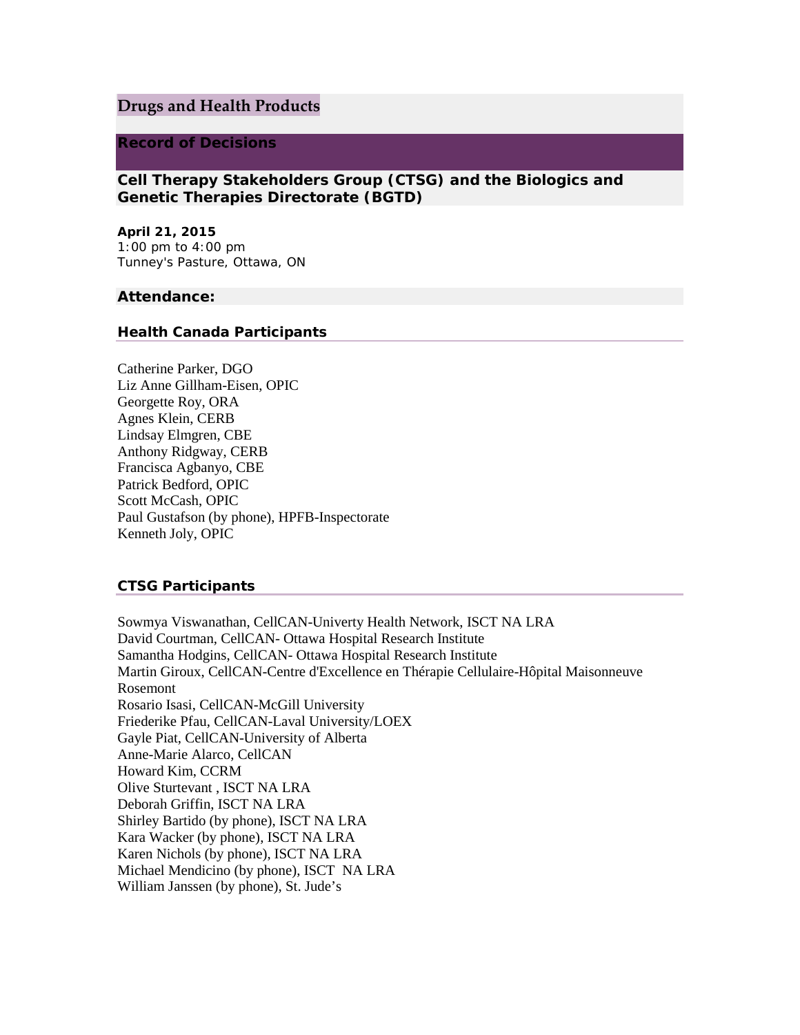# Drugs and Health Products

## Record of Decisions

### Cell Therapy Stakeholders Group (CTSG) and the Biologics and Genetic Therapies Directorate (BGTD)

**April 21, 2015**
1:00 pm to 4:00 pm
Tunney's Pasture, Ottawa, ON

### Attendance:

#### Health Canada Participants

Catherine Parker, DGO
Liz Anne Gillham-Eisen, OPIC
Georgette Roy, ORA
Agnes Klein, CERB
Lindsay Elmgren, CBE
Anthony Ridgway, CERB
Francisca Agbanyo, CBE
Patrick Bedford, OPIC
Scott McCash, OPIC
Paul Gustafson (by phone), HPFB-Inspectorate
Kenneth Joly, OPIC

#### CTSG Participants

Sowmya Viswanathan, CellCAN-Univerty Health Network, ISCT NA LRA
David Courtman, CellCAN- Ottawa Hospital Research Institute
Samantha Hodgins, CellCAN- Ottawa Hospital Research Institute
Martin Giroux, CellCAN-Centre d'Excellence en Thérapie Cellulaire-Hôpital Maisonneuve Rosemont
Rosario Isasi, CellCAN-McGill University
Friederike Pfau, CellCAN-Laval University/LOEX
Gayle Piat, CellCAN-University of Alberta
Anne-Marie Alarco, CellCAN
Howard Kim, CCRM
Olive Sturtevant , ISCT NA LRA
Deborah Griffin, ISCT NA LRA
Shirley Bartido (by phone), ISCT NA LRA
Kara Wacker (by phone), ISCT NA LRA
Karen Nichols (by phone), ISCT NA LRA
Michael Mendicino (by phone), ISCT NA LRA
William Janssen (by phone), St. Jude's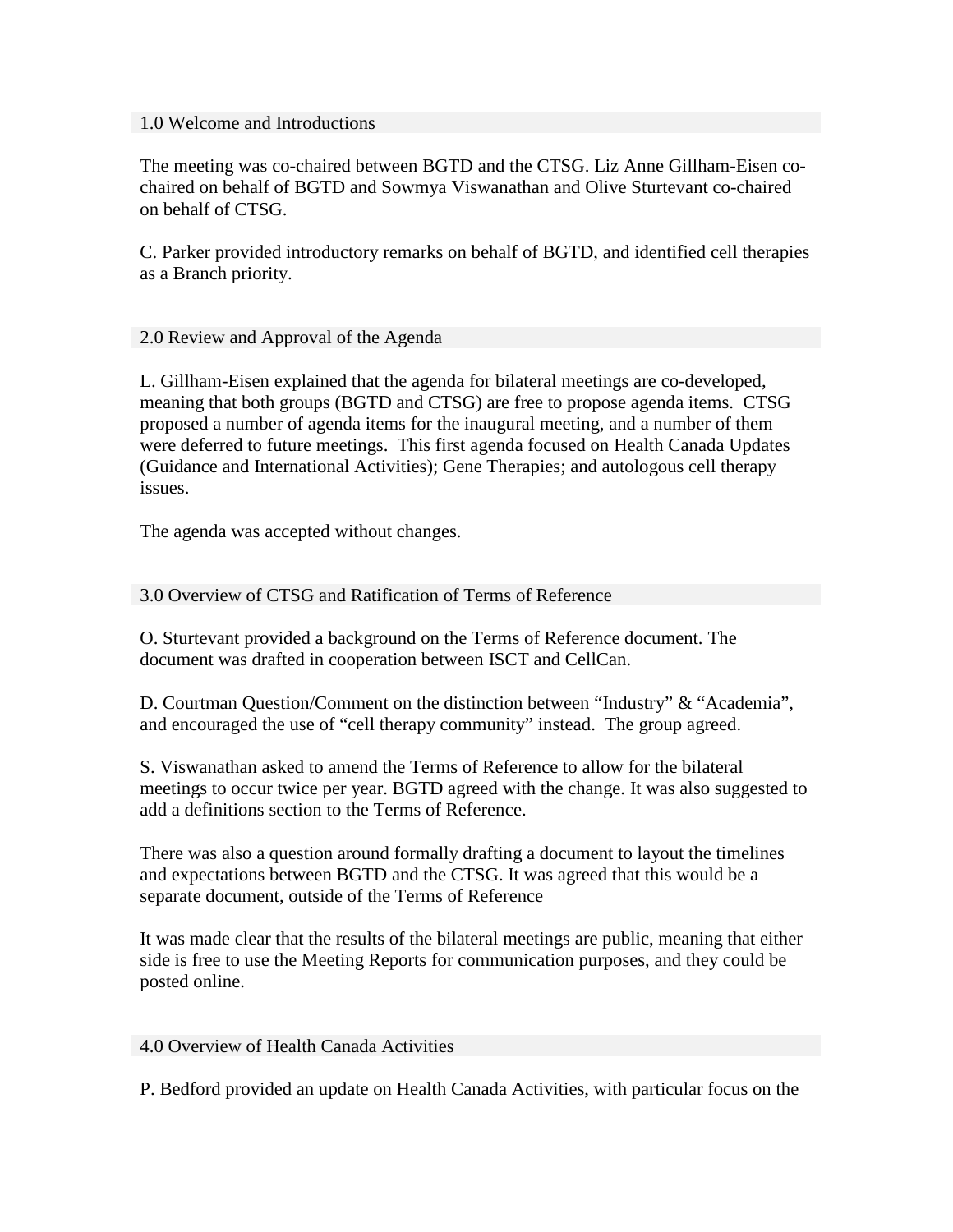## 1.0 Welcome and Introductions

The meeting was co-chaired between BGTD and the CTSG. Liz Anne Gillham-Eisen co-chaired on behalf of BGTD and Sowmya Viswanathan and Olive Sturtevant co-chaired on behalf of CTSG.

C. Parker provided introductory remarks on behalf of BGTD, and identified cell therapies as a Branch priority.

## 2.0 Review and Approval of the Agenda

L. Gillham-Eisen explained that the agenda for bilateral meetings are co-developed, meaning that both groups (BGTD and CTSG) are free to propose agenda items. CTSG proposed a number of agenda items for the inaugural meeting, and a number of them were deferred to future meetings. This first agenda focused on Health Canada Updates (Guidance and International Activities); Gene Therapies; and autologous cell therapy issues.

The agenda was accepted without changes.

## 3.0 Overview of CTSG and Ratification of Terms of Reference

O. Sturtevant provided a background on the Terms of Reference document. The document was drafted in cooperation between ISCT and CellCan.

D. Courtman Question/Comment on the distinction between "Industry" & "Academia", and encouraged the use of "cell therapy community" instead. The group agreed.

S. Viswanathan asked to amend the Terms of Reference to allow for the bilateral meetings to occur twice per year. BGTD agreed with the change. It was also suggested to add a definitions section to the Terms of Reference.

There was also a question around formally drafting a document to layout the timelines and expectations between BGTD and the CTSG. It was agreed that this would be a separate document, outside of the Terms of Reference

It was made clear that the results of the bilateral meetings are public, meaning that either side is free to use the Meeting Reports for communication purposes, and they could be posted online.

## 4.0 Overview of Health Canada Activities

P. Bedford provided an update on Health Canada Activities, with particular focus on the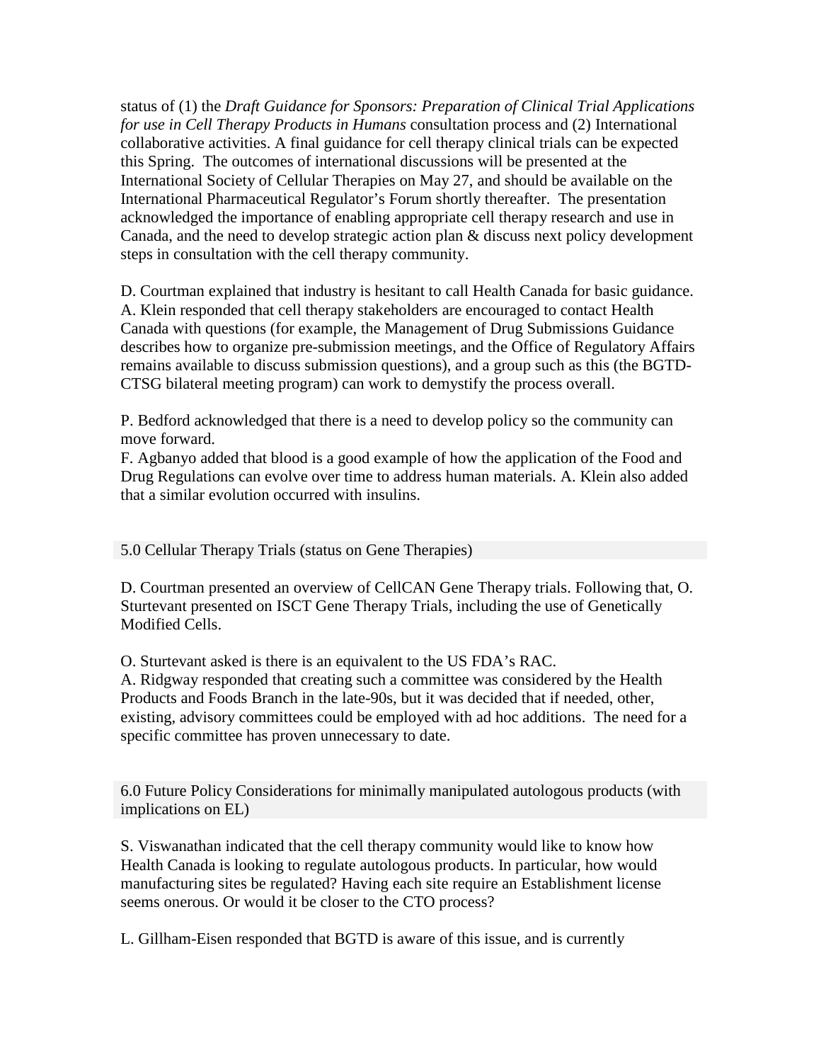status of (1) the *Draft Guidance for Sponsors: Preparation of Clinical Trial Applications for use in Cell Therapy Products in Humans* consultation process and (2) International collaborative activities. A final guidance for cell therapy clinical trials can be expected this Spring. The outcomes of international discussions will be presented at the International Society of Cellular Therapies on May 27, and should be available on the International Pharmaceutical Regulator's Forum shortly thereafter. The presentation acknowledged the importance of enabling appropriate cell therapy research and use in Canada, and the need to develop strategic action plan & discuss next policy development steps in consultation with the cell therapy community.

D. Courtman explained that industry is hesitant to call Health Canada for basic guidance. A. Klein responded that cell therapy stakeholders are encouraged to contact Health Canada with questions (for example, the Management of Drug Submissions Guidance describes how to organize pre-submission meetings, and the Office of Regulatory Affairs remains available to discuss submission questions), and a group such as this (the BGTD-CTSG bilateral meeting program) can work to demystify the process overall.

P. Bedford acknowledged that there is a need to develop policy so the community can move forward.
F. Agbanyo added that blood is a good example of how the application of the Food and Drug Regulations can evolve over time to address human materials. A. Klein also added that a similar evolution occurred with insulins.

## 5.0 Cellular Therapy Trials (status on Gene Therapies)

D. Courtman presented an overview of CellCAN Gene Therapy trials. Following that, O. Sturtevant presented on ISCT Gene Therapy Trials, including the use of Genetically Modified Cells.

O. Sturtevant asked is there is an equivalent to the US FDA's RAC.
A. Ridgway responded that creating such a committee was considered by the Health Products and Foods Branch in the late-90s, but it was decided that if needed, other, existing, advisory committees could be employed with ad hoc additions. The need for a specific committee has proven unnecessary to date.

## 6.0 Future Policy Considerations for minimally manipulated autologous products (with implications on EL)

S. Viswanathan indicated that the cell therapy community would like to know how Health Canada is looking to regulate autologous products. In particular, how would manufacturing sites be regulated? Having each site require an Establishment license seems onerous. Or would it be closer to the CTO process?

L. Gillham-Eisen responded that BGTD is aware of this issue, and is currently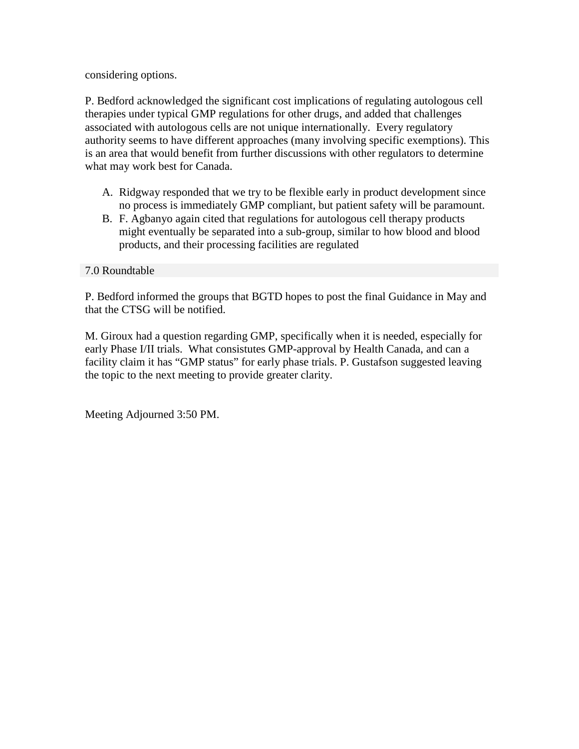considering options.

P. Bedford acknowledged the significant cost implications of regulating autologous cell therapies under typical GMP regulations for other drugs, and added that challenges associated with autologous cells are not unique internationally. Every regulatory authority seems to have different approaches (many involving specific exemptions). This is an area that would benefit from further discussions with other regulators to determine what may work best for Canada.

A. Ridgway responded that we try to be flexible early in product development since no process is immediately GMP compliant, but patient safety will be paramount.
B. F. Agbanyo again cited that regulations for autologous cell therapy products might eventually be separated into a sub-group, similar to how blood and blood products, and their processing facilities are regulated

## 7.0 Roundtable

P. Bedford informed the groups that BGTD hopes to post the final Guidance in May and that the CTSG will be notified.

M. Giroux had a question regarding GMP, specifically when it is needed, especially for early Phase I/II trials. What consistutes GMP-approval by Health Canada, and can a facility claim it has "GMP status" for early phase trials. P. Gustafson suggested leaving the topic to the next meeting to provide greater clarity.

Meeting Adjourned 3:50 PM.